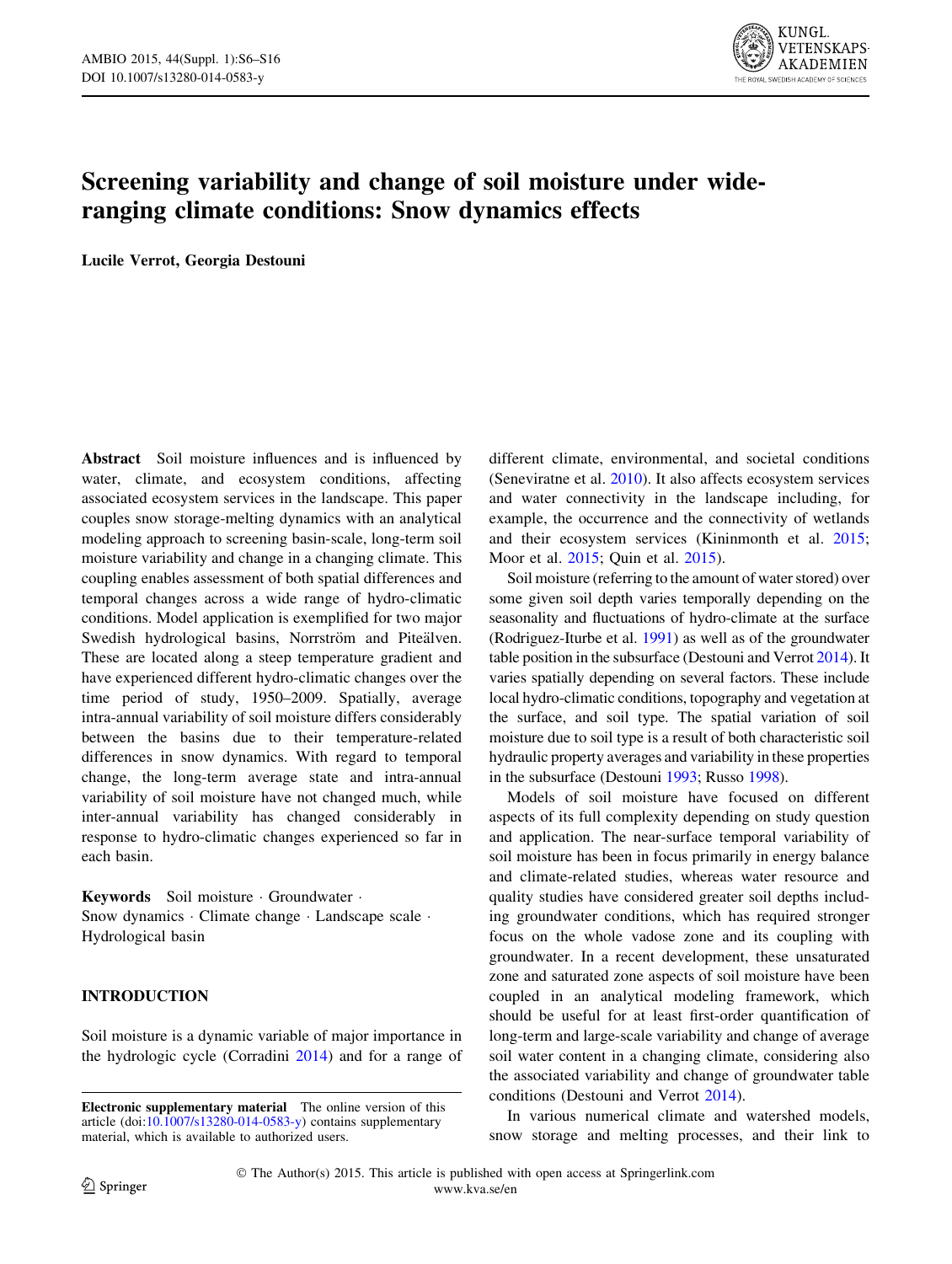# Screening variability and change of soil moisture under wide-ranging climate conditions: Snow dynamics effects

**Lucile Verrot, Georgia Destouni**

**Abstract** Soil moisture influences and is influenced by water, climate, and ecosystem conditions, affecting associated ecosystem services in the landscape. This paper couples snow storage-melting dynamics with an analytical modeling approach to screening basin-scale, long-term soil moisture variability and change in a changing climate. This coupling enables assessment of both spatial differences and temporal changes across a wide range of hydro-climatic conditions. Model application is exemplified for two major Swedish hydrological basins, Norrström and Piteälven. These are located along a steep temperature gradient and have experienced different hydro-climatic changes over the time period of study, 1950–2009. Spatially, average intra-annual variability of soil moisture differs considerably between the basins due to their temperature-related differences in snow dynamics. With regard to temporal change, the long-term average state and intra-annual variability of soil moisture have not changed much, while inter-annual variability has changed considerably in response to hydro-climatic changes experienced so far in each basin.

**Keywords** Soil moisture · Groundwater · Snow dynamics · Climate change · Landscape scale · Hydrological basin

## INTRODUCTION

Soil moisture is a dynamic variable of major importance in the hydrologic cycle (Corradini 2014) and for a range of different climate, environmental, and societal conditions (Seneviratne et al. 2010). It also affects ecosystem services and water connectivity in the landscape including, for example, the occurrence and the connectivity of wetlands and their ecosystem services (Kininmonth et al. 2015; Moor et al. 2015; Quin et al. 2015).

Soil moisture (referring to the amount of water stored) over some given soil depth varies temporally depending on the seasonality and fluctuations of hydro-climate at the surface (Rodriguez-Iturbe et al. 1991) as well as of the groundwater table position in the subsurface (Destouni and Verrot 2014). It varies spatially depending on several factors. These include local hydro-climatic conditions, topography and vegetation at the surface, and soil type. The spatial variation of soil moisture due to soil type is a result of both characteristic soil hydraulic property averages and variability in these properties in the subsurface (Destouni 1993; Russo 1998).

Models of soil moisture have focused on different aspects of its full complexity depending on study question and application. The near-surface temporal variability of soil moisture has been in focus primarily in energy balance and climate-related studies, whereas water resource and quality studies have considered greater soil depths including groundwater conditions, which has required stronger focus on the whole vadose zone and its coupling with groundwater. In a recent development, these unsaturated zone and saturated zone aspects of soil moisture have been coupled in an analytical modeling framework, which should be useful for at least first-order quantification of long-term and large-scale variability and change of average soil water content in a changing climate, considering also the associated variability and change of groundwater table conditions (Destouni and Verrot 2014).

In various numerical climate and watershed models, snow storage and melting processes, and their link to

**Electronic supplementary material** The online version of this article (doi:10.1007/s13280-014-0583-y) contains supplementary material, which is available to authorized users.

© The Author(s) 2015. This article is published with open access at Springerlink.com
www.kva.se/en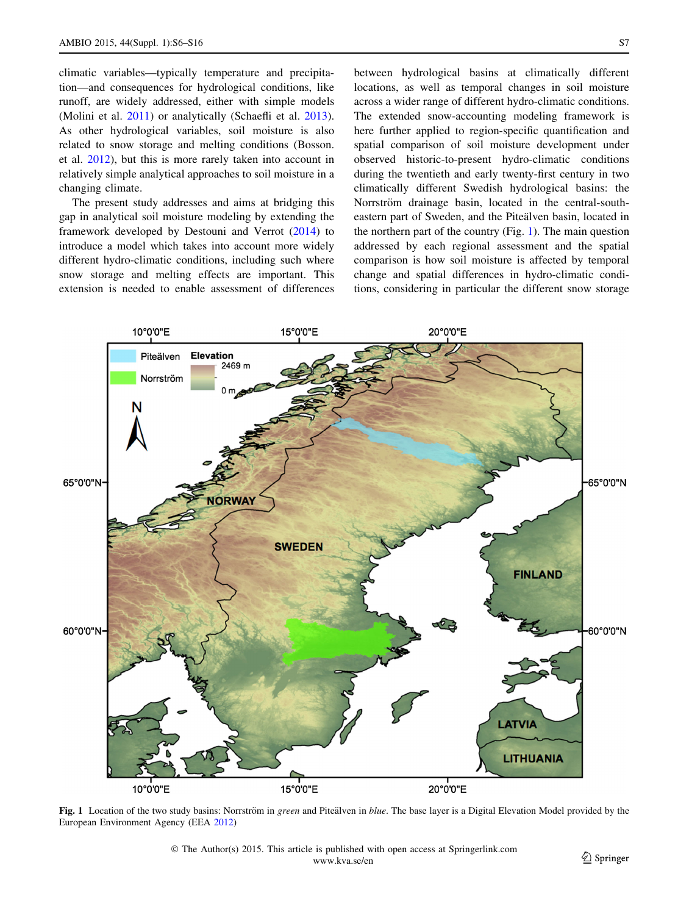climatic variables—typically temperature and precipitation—and consequences for hydrological conditions, like runoff, are widely addressed, either with simple models (Molini et al. 2011) or analytically (Schaefli et al. 2013). As other hydrological variables, soil moisture is also related to snow storage and melting conditions (Bosson. et al. 2012), but this is more rarely taken into account in relatively simple analytical approaches to soil moisture in a changing climate.

The present study addresses and aims at bridging this gap in analytical soil moisture modeling by extending the framework developed by Destouni and Verrot (2014) to introduce a model which takes into account more widely different hydro-climatic conditions, including such where snow storage and melting effects are important. This extension is needed to enable assessment of differences between hydrological basins at climatically different locations, as well as temporal changes in soil moisture across a wider range of different hydro-climatic conditions. The extended snow-accounting modeling framework is here further applied to region-specific quantification and spatial comparison of soil moisture development under observed historic-to-present hydro-climatic conditions during the twentieth and early twenty-first century in two climatically different Swedish hydrological basins: the Norrström drainage basin, located in the central-south-eastern part of Sweden, and the Piteälven basin, located in the northern part of the country (Fig. 1). The main question addressed by each regional assessment and the spatial comparison is how soil moisture is affected by temporal change and spatial differences in hydro-climatic conditions, considering in particular the different snow storage

**Fig. 1** Location of the two study basins: Norrström in *green* and Piteälven in *blue*. The base layer is a Digital Elevation Model provided by the European Environment Agency (EEA 2012)

© The Author(s) 2015. This article is published with open access at Springerlink.com
www.kva.se/en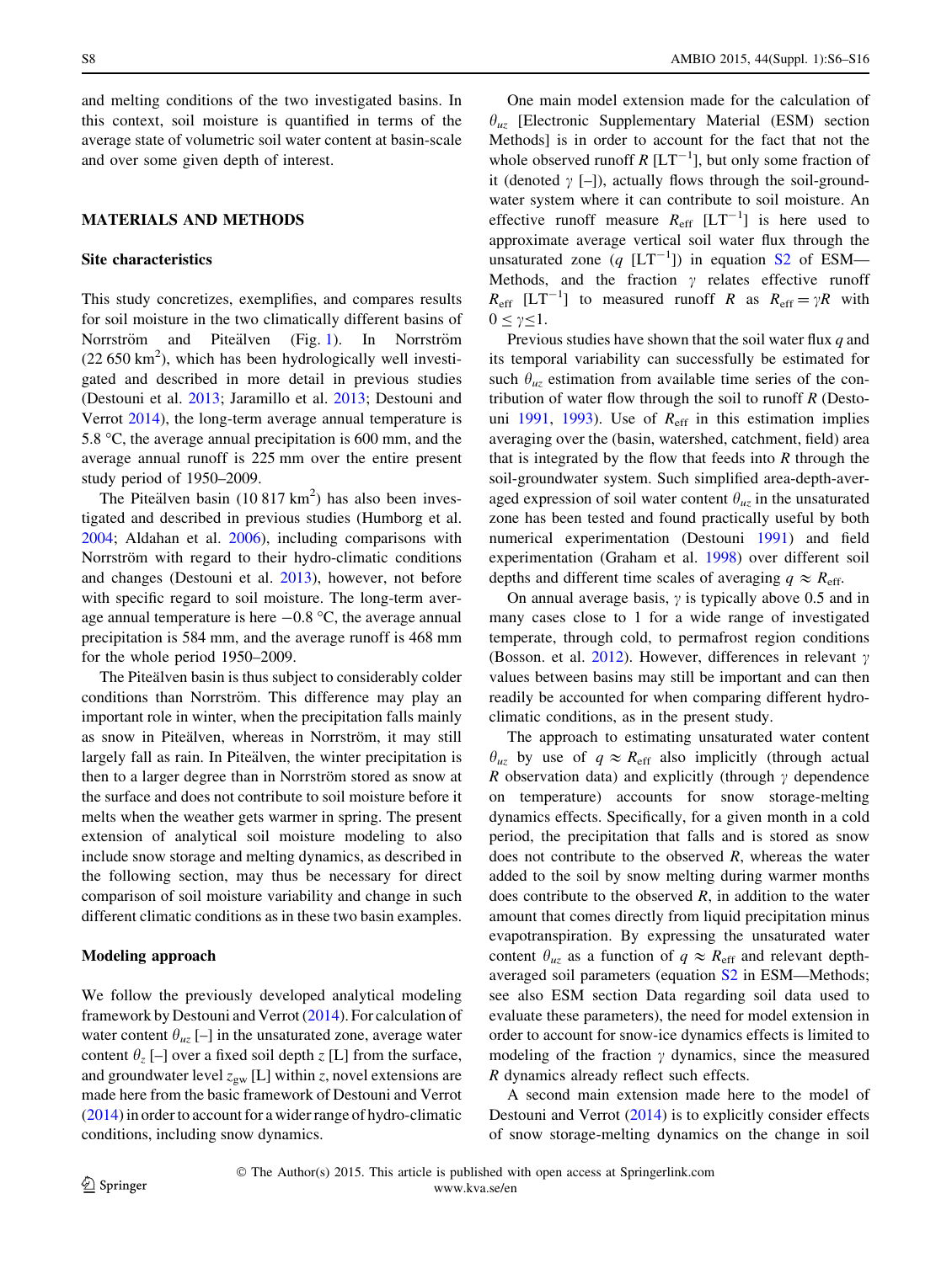and melting conditions of the two investigated basins. In this context, soil moisture is quantified in terms of the average state of volumetric soil water content at basin-scale and over some given depth of interest.

## MATERIALS AND METHODS

### Site characteristics

This study concretizes, exemplifies, and compares results for soil moisture in the two climatically different basins of Norrström and Piteälven (Fig. 1). In Norrström (22 650 km$^2$), which has been hydrologically well investigated and described in more detail in previous studies (Destouni et al. 2013; Jaramillo et al. 2013; Destouni and Verrot 2014), the long-term average annual temperature is 5.8 °C, the average annual precipitation is 600 mm, and the average annual runoff is 225 mm over the entire present study period of 1950–2009.

The Piteälven basin (10 817 km$^2$) has also been investigated and described in previous studies (Humborg et al. 2004; Aldahan et al. 2006), including comparisons with Norrström with regard to their hydro-climatic conditions and changes (Destouni et al. 2013), however, not before with specific regard to soil moisture. The long-term average annual temperature is here −0.8 °C, the average annual precipitation is 584 mm, and the average runoff is 468 mm for the whole period 1950–2009.

The Piteälven basin is thus subject to considerably colder conditions than Norrström. This difference may play an important role in winter, when the precipitation falls mainly as snow in Piteälven, whereas in Norrström, it may still largely fall as rain. In Piteälven, the winter precipitation is then to a larger degree than in Norrström stored as snow at the surface and does not contribute to soil moisture before it melts when the weather gets warmer in spring. The present extension of analytical soil moisture modeling to also include snow storage and melting dynamics, as described in the following section, may thus be necessary for direct comparison of soil moisture variability and change in such different climatic conditions as in these two basin examples.

### Modeling approach

We follow the previously developed analytical modeling framework by Destouni and Verrot (2014). For calculation of water content $\theta_{uz}$ [–] in the unsaturated zone, average water content $\theta_z$ [–] over a fixed soil depth $z$ [L] from the surface, and groundwater level $z_{gw}$ [L] within $z$, novel extensions are made here from the basic framework of Destouni and Verrot (2014) in order to account for a wider range of hydro-climatic conditions, including snow dynamics.

One main model extension made for the calculation of $\theta_{uz}$ [Electronic Supplementary Material (ESM) section Methods] is in order to account for the fact that not the whole observed runoff $R$ [LT$^{-1}$], but only some fraction of it (denoted $\gamma$ [–]), actually flows through the soil-groundwater system where it can contribute to soil moisture. An effective runoff measure $R_{\mathrm{eff}}$ [LT$^{-1}$] is here used to approximate average vertical soil water flux through the unsaturated zone ($q$ [LT$^{-1}$]) in equation S2 of ESM—Methods, and the fraction $\gamma$ relates effective runoff $R_{\mathrm{eff}}$ [LT$^{-1}$] to measured runoff $R$ as $R_{\mathrm{eff}} = \gamma R$ with $0 \leq \gamma \leq 1$.

Previous studies have shown that the soil water flux $q$ and its temporal variability can successfully be estimated for such $\theta_{uz}$ estimation from available time series of the contribution of water flow through the soil to runoff $R$ (Destouni 1991, 1993). Use of $R_{\mathrm{eff}}$ in this estimation implies averaging over the (basin, watershed, catchment, field) area that is integrated by the flow that feeds into $R$ through the soil-groundwater system. Such simplified area-depth-averaged expression of soil water content $\theta_{uz}$ in the unsaturated zone has been tested and found practically useful by both numerical experimentation (Destouni 1991) and field experimentation (Graham et al. 1998) over different soil depths and different time scales of averaging $q \approx R_{\mathrm{eff}}$.

On annual average basis, $\gamma$ is typically above 0.5 and in many cases close to 1 for a wide range of investigated temperate, through cold, to permafrost region conditions (Bosson. et al. 2012). However, differences in relevant $\gamma$ values between basins may still be important and can then readily be accounted for when comparing different hydro-climatic conditions, as in the present study.

The approach to estimating unsaturated water content $\theta_{uz}$ by use of $q \approx R_{\mathrm{eff}}$ also implicitly (through actual $R$ observation data) and explicitly (through $\gamma$ dependence on temperature) accounts for snow storage-melting dynamics effects. Specifically, for a given month in a cold period, the precipitation that falls and is stored as snow does not contribute to the observed $R$, whereas the water added to the soil by snow melting during warmer months does contribute to the observed $R$, in addition to the water amount that comes directly from liquid precipitation minus evapotranspiration. By expressing the unsaturated water content $\theta_{uz}$ as a function of $q \approx R_{\mathrm{eff}}$ and relevant depth-averaged soil parameters (equation S2 in ESM—Methods; see also ESM section Data regarding soil data used to evaluate these parameters), the need for model extension in order to account for snow-ice dynamics effects is limited to modeling of the fraction $\gamma$ dynamics, since the measured $R$ dynamics already reflect such effects.

A second main extension made here to the model of Destouni and Verrot (2014) is to explicitly consider effects of snow storage-melting dynamics on the change in soil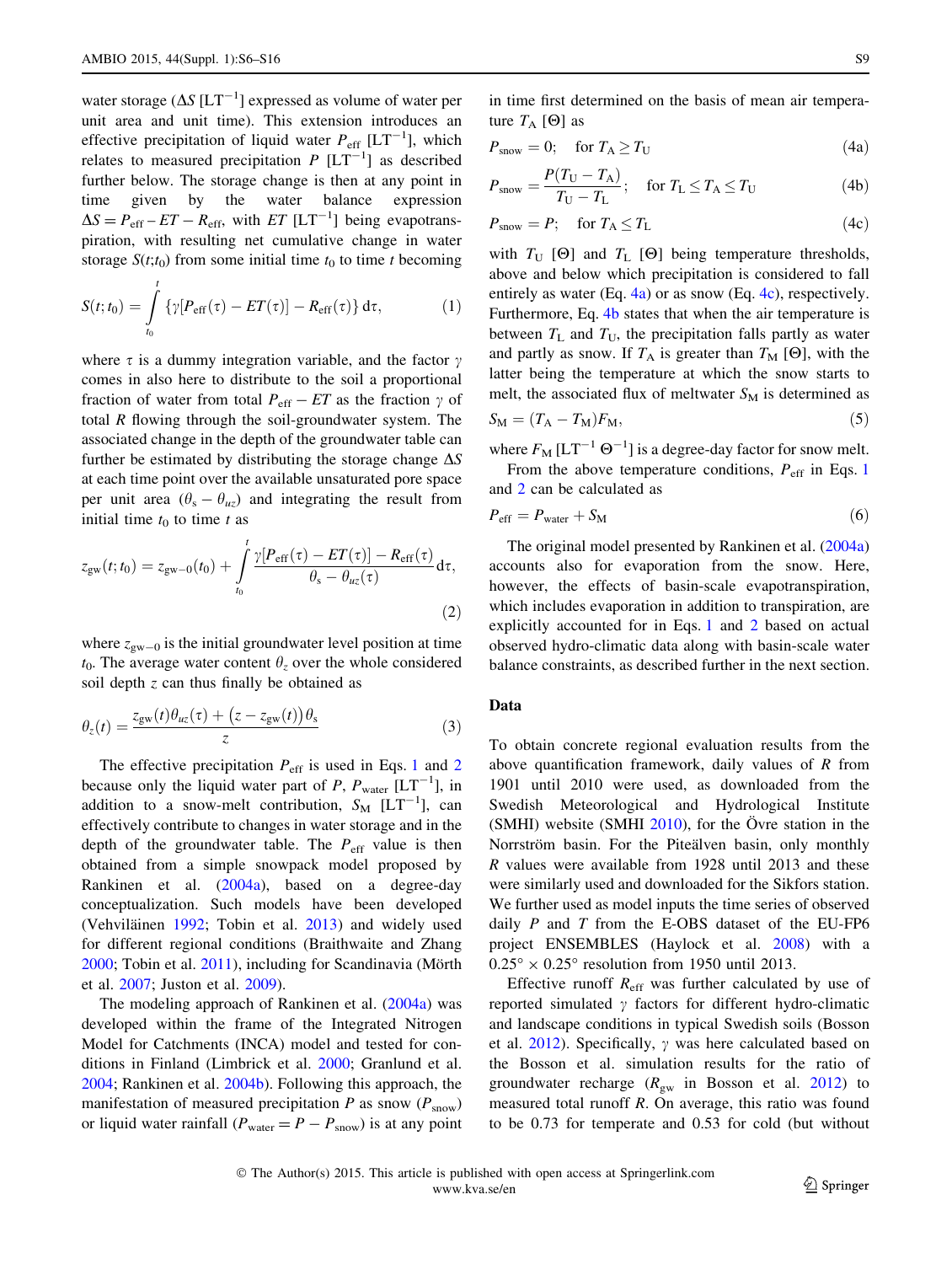water storage ($\Delta S$ [$LT^{-1}$] expressed as volume of water per unit area and unit time). This extension introduces an effective precipitation of liquid water $P_{eff}$ [$LT^{-1}$], which relates to measured precipitation $P$ [$LT^{-1}$] as described further below. The storage change is then at any point in time given by the water balance expression $\Delta S = P_{eff} - ET - R_{eff}$, with $ET$ [$LT^{-1}$] being evapotranspiration, with resulting net cumulative change in water storage $S(t;t_0)$ from some initial time $t_0$ to time $t$ becoming

$$S(t;t_0) = \int_{t_0}^{t} \{\gamma[P_{eff}(\tau) - ET(\tau)] - R_{eff}(\tau)\}\, d\tau, \tag{1}$$

where $\tau$ is a dummy integration variable, and the factor $\gamma$ comes in also here to distribute to the soil a proportional fraction of water from total $P_{eff} - ET$ as the fraction $\gamma$ of total $R$ flowing through the soil-groundwater system. The associated change in the depth of the groundwater table can further be estimated by distributing the storage change $\Delta S$ at each time point over the available unsaturated pore space per unit area $(\theta_s - \theta_{uz})$ and integrating the result from initial time $t_0$ to time $t$ as

$$z_{gw}(t;t_0) = z_{gw-0}(t_0) + \int_{t_0}^{t} \frac{\gamma[P_{eff}(\tau) - ET(\tau)] - R_{eff}(\tau)}{\theta_s - \theta_{uz}(\tau)}\, d\tau, \tag{2}$$

where $z_{gw-0}$ is the initial groundwater level position at time $t_0$. The average water content $\theta_z$ over the whole considered soil depth $z$ can thus finally be obtained as

$$\theta_z(t) = \frac{z_{gw}(t)\theta_{uz}(\tau) + (z - z_{gw}(t))\theta_s}{z} \tag{3}$$

The effective precipitation $P_{eff}$ is used in Eqs. 1 and 2 because only the liquid water part of $P$, $P_{water}$ [$LT^{-1}$], in addition to a snow-melt contribution, $S_M$ [$LT^{-1}$], can effectively contribute to changes in water storage and in the depth of the groundwater table. The $P_{eff}$ value is then obtained from a simple snowpack model proposed by Rankinen et al. (2004a), based on a degree-day conceptualization. Such models have been developed (Vehviläinen 1992; Tobin et al. 2013) and widely used for different regional conditions (Braithwaite and Zhang 2000; Tobin et al. 2011), including for Scandinavia (Mörth et al. 2007; Juston et al. 2009).

The modeling approach of Rankinen et al. (2004a) was developed within the frame of the Integrated Nitrogen Model for Catchments (INCA) model and tested for conditions in Finland (Limbrick et al. 2000; Granlund et al. 2004; Rankinen et al. 2004b). Following this approach, the manifestation of measured precipitation $P$ as snow ($P_{snow}$) or liquid water rainfall ($P_{water} = P - P_{snow}$) is at any point in time first determined on the basis of mean air temperature $T_A$ [$\Theta$] as

$$P_{snow} = 0; \quad \text{for } T_A \geq T_U \tag{4a}$$

$$P_{snow} = \frac{P(T_U - T_A)}{T_U - T_L}; \quad \text{for } T_L \leq T_A \leq T_U \tag{4b}$$

$$P_{snow} = P; \quad \text{for } T_A \leq T_L \tag{4c}$$

with $T_U$ [$\Theta$] and $T_L$ [$\Theta$] being temperature thresholds, above and below which precipitation is considered to fall entirely as water (Eq. 4a) or as snow (Eq. 4c), respectively. Furthermore, Eq. 4b states that when the air temperature is between $T_L$ and $T_U$, the precipitation falls partly as water and partly as snow. If $T_A$ is greater than $T_M$ [$\Theta$], with the latter being the temperature at which the snow starts to melt, the associated flux of meltwater $S_M$ is determined as

$$S_M = (T_A - T_M)F_M, \tag{5}$$

where $F_M$ [$LT^{-1}\,\Theta^{-1}$] is a degree-day factor for snow melt.

From the above temperature conditions, $P_{eff}$ in Eqs. 1 and 2 can be calculated as

$$P_{eff} = P_{water} + S_M \tag{6}$$

The original model presented by Rankinen et al. (2004a) accounts also for evaporation from the snow. Here, however, the effects of basin-scale evapotranspiration, which includes evaporation in addition to transpiration, are explicitly accounted for in Eqs. 1 and 2 based on actual observed hydro-climatic data along with basin-scale water balance constraints, as described further in the next section.

## Data

To obtain concrete regional evaluation results from the above quantification framework, daily values of $R$ from 1901 until 2010 were used, as downloaded from the Swedish Meteorological and Hydrological Institute (SMHI) website (SMHI 2010), for the Övre station in the Norrström basin. For the Piteälven basin, only monthly $R$ values were available from 1928 until 2013 and these were similarly used and downloaded for the Sikfors station. We further used as model inputs the time series of observed daily $P$ and $T$ from the E-OBS dataset of the EU-FP6 project ENSEMBLES (Haylock et al. 2008) with a $0.25° \times 0.25°$ resolution from 1950 until 2013.

Effective runoff $R_{eff}$ was further calculated by use of reported simulated $\gamma$ factors for different hydro-climatic and landscape conditions in typical Swedish soils (Bosson et al. 2012). Specifically, $\gamma$ was here calculated based on the Bosson et al. simulation results for the ratio of groundwater recharge ($R_{gw}$ in Bosson et al. 2012) to measured total runoff $R$. On average, this ratio was found to be 0.73 for temperate and 0.53 for cold (but without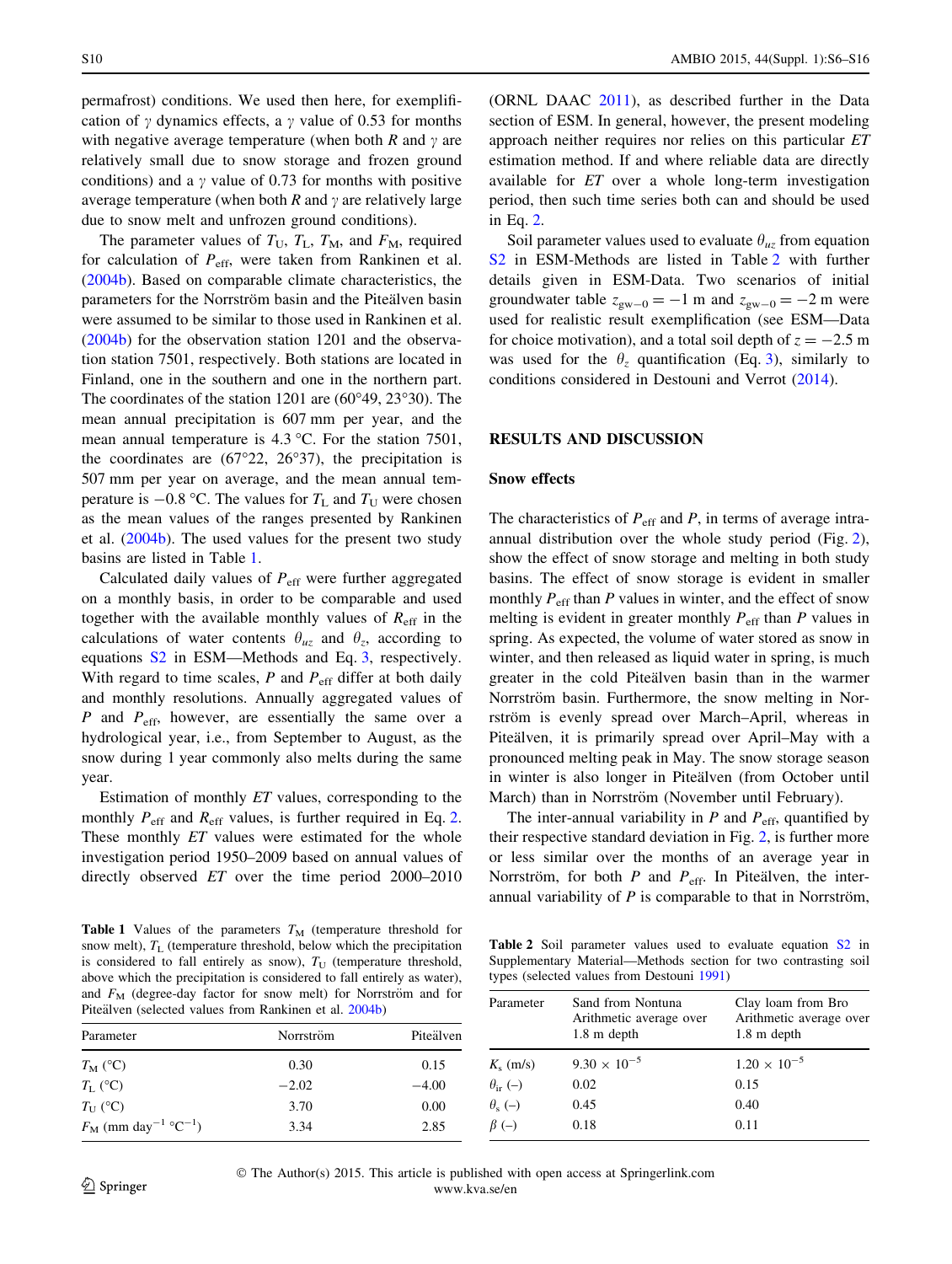permafrost) conditions. We used then here, for exemplification of $\gamma$ dynamics effects, a $\gamma$ value of 0.53 for months with negative average temperature (when both $R$ and $\gamma$ are relatively small due to snow storage and frozen ground conditions) and a $\gamma$ value of 0.73 for months with positive average temperature (when both $R$ and $\gamma$ are relatively large due to snow melt and unfrozen ground conditions).

The parameter values of $T_U$, $T_L$, $T_M$, and $F_M$, required for calculation of $P_{eff}$, were taken from Rankinen et al. (2004b). Based on comparable climate characteristics, the parameters for the Norrström basin and the Piteälven basin were assumed to be similar to those used in Rankinen et al. (2004b) for the observation station 1201 and the observation station 7501, respectively. Both stations are located in Finland, one in the southern and one in the northern part. The coordinates of the station 1201 are (60°49, 23°30). The mean annual precipitation is 607 mm per year, and the mean annual temperature is 4.3 °C. For the station 7501, the coordinates are (67°22, 26°37), the precipitation is 507 mm per year on average, and the mean annual temperature is −0.8 °C. The values for $T_L$ and $T_U$ were chosen as the mean values of the ranges presented by Rankinen et al. (2004b). The used values for the present two study basins are listed in Table 1.

Calculated daily values of $P_{eff}$ were further aggregated on a monthly basis, in order to be comparable and used together with the available monthly values of $R_{eff}$ in the calculations of water contents $\theta_{uz}$ and $\theta_z$, according to equations S2 in ESM—Methods and Eq. 3, respectively. With regard to time scales, $P$ and $P_{eff}$ differ at both daily and monthly resolutions. Annually aggregated values of $P$ and $P_{eff}$, however, are essentially the same over a hydrological year, i.e., from September to August, as the snow during 1 year commonly also melts during the same year.

Estimation of monthly $ET$ values, corresponding to the monthly $P_{eff}$ and $R_{eff}$ values, is further required in Eq. 2. These monthly $ET$ values were estimated for the whole investigation period 1950–2009 based on annual values of directly observed $ET$ over the time period 2000–2010 (ORNL DAAC 2011), as described further in the Data section of ESM. In general, however, the present modeling approach neither requires nor relies on this particular $ET$ estimation method. If and where reliable data are directly available for $ET$ over a whole long-term investigation period, then such time series both can and should be used in Eq. 2.

Soil parameter values used to evaluate $\theta_{uz}$ from equation S2 in ESM-Methods are listed in Table 2 with further details given in ESM-Data. Two scenarios of initial groundwater table $z_{gw-0} = -1$ m and $z_{gw-0} = -2$ m were used for realistic result exemplification (see ESM—Data for choice motivation), and a total soil depth of $z = -2.5$ m was used for the $\theta_z$ quantification (Eq. 3), similarly to conditions considered in Destouni and Verrot (2014).

**Table 1** Values of the parameters $T_M$ (temperature threshold for snow melt), $T_L$ (temperature threshold, below which the precipitation is considered to fall entirely as snow), $T_U$ (temperature threshold, above which the precipitation is considered to fall entirely as water), and $F_M$ (degree-day factor for snow melt) for Norrström and for Piteälven (selected values from Rankinen et al. 2004b)

| Parameter | Norrström | Piteälven |
|---|---|---|
| $T_M$ (°C) | 0.30 | 0.15 |
| $T_L$ (°C) | −2.02 | −4.00 |
| $T_U$ (°C) | 3.70 | 0.00 |
| $F_M$ (mm day$^{-1}$ °C$^{-1}$) | 3.34 | 2.85 |

**Table 2** Soil parameter values used to evaluate equation S2 in Supplementary Material—Methods section for two contrasting soil types (selected values from Destouni 1991)

| Parameter | Sand from Nontuna Arithmetic average over 1.8 m depth | Clay loam from Bro Arithmetic average over 1.8 m depth |
|---|---|---|
| $K_s$ (m/s) | $9.30 \times 10^{-5}$ | $1.20 \times 10^{-5}$ |
| $\theta_{ir}$ (–) | 0.02 | 0.15 |
| $\theta_s$ (–) | 0.45 | 0.40 |
| $\beta$ (–) | 0.18 | 0.11 |

## RESULTS AND DISCUSSION

### Snow effects

The characteristics of $P_{eff}$ and $P$, in terms of average intra-annual distribution over the whole study period (Fig. 2), show the effect of snow storage and melting in both study basins. The effect of snow storage is evident in smaller monthly $P_{eff}$ than $P$ values in winter, and the effect of snow melting is evident in greater monthly $P_{eff}$ than $P$ values in spring. As expected, the volume of water stored as snow in winter, and then released as liquid water in spring, is much greater in the cold Piteälven basin than in the warmer Norrström basin. Furthermore, the snow melting in Norrström is evenly spread over March–April, whereas in Piteälven, it is primarily spread over April–May with a pronounced melting peak in May. The snow storage season in winter is also longer in Piteälven (from October until March) than in Norrström (November until February).

The inter-annual variability in $P$ and $P_{eff}$, quantified by their respective standard deviation in Fig. 2, is further more or less similar over the months of an average year in Norrström, for both $P$ and $P_{eff}$. In Piteälven, the inter-annual variability of $P$ is comparable to that in Norrström,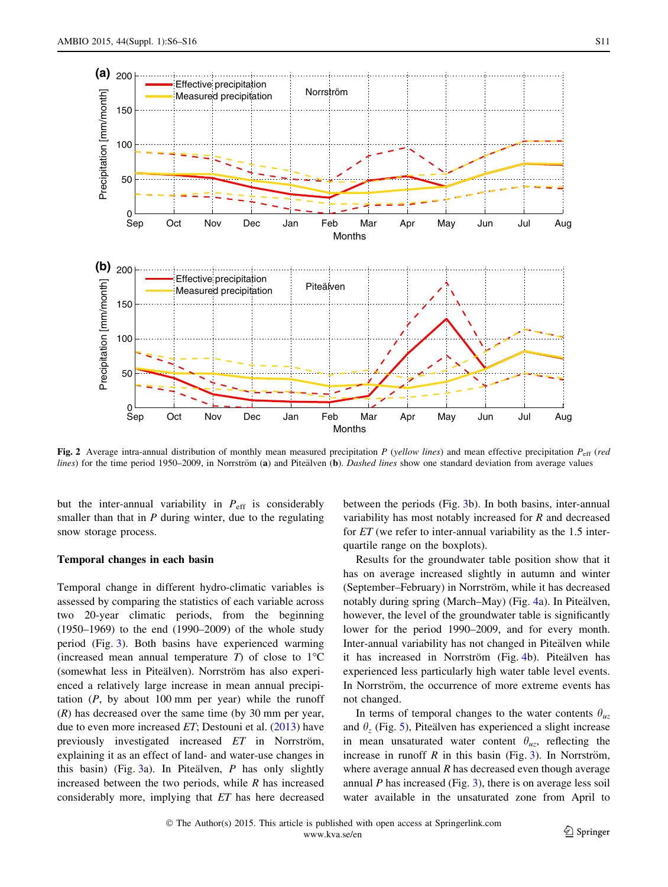Fig. 2 Average intra-annual distribution of monthly mean measured precipitation $P$ (*yellow lines*) and mean effective precipitation $P_{eff}$ (*red lines*) for the time period 1950–2009, in Norrström (**a**) and Piteälven (**b**). *Dashed lines* show one standard deviation from average values

but the inter-annual variability in $P_{eff}$ is considerably smaller than that in $P$ during winter, due to the regulating snow storage process.

### Temporal changes in each basin

Temporal change in different hydro-climatic variables is assessed by comparing the statistics of each variable across two 20-year climatic periods, from the beginning (1950–1969) to the end (1990–2009) of the whole study period (Fig. 3). Both basins have experienced warming (increased mean annual temperature $T$) of close to 1°C (somewhat less in Piteälven). Norrström has also experienced a relatively large increase in mean annual precipitation ($P$, by about 100 mm per year) while the runoff ($R$) has decreased over the same time (by 30 mm per year, due to even more increased $ET$; Destouni et al. (2013) have previously investigated increased $ET$ in Norrström, explaining it as an effect of land- and water-use changes in this basin) (Fig. 3a). In Piteälven, $P$ has only slightly increased between the two periods, while $R$ has increased considerably more, implying that $ET$ has here decreased between the periods (Fig. 3b). In both basins, inter-annual variability has most notably increased for $R$ and decreased for $ET$ (we refer to inter-annual variability as the 1.5 inter-quartile range on the boxplots).

Results for the groundwater table position show that it has on average increased slightly in autumn and winter (September–February) in Norrström, while it has decreased notably during spring (March–May) (Fig. 4a). In Piteälven, however, the level of the groundwater table is significantly lower for the period 1990–2009, and for every month. Inter-annual variability has not changed in Piteälven while it has increased in Norrström (Fig. 4b). Piteälven has experienced less particularly high water table level events. In Norrström, the occurrence of more extreme events has not changed.

In terms of temporal changes to the water contents $\theta_{uz}$ and $\theta_z$ (Fig. 5), Piteälven has experienced a slight increase in mean unsaturated water content $\theta_{uz}$, reflecting the increase in runoff $R$ in this basin (Fig. 3). In Norrström, where average annual $R$ has decreased even though average annual $P$ has increased (Fig. 3), there is on average less soil water available in the unsaturated zone from April to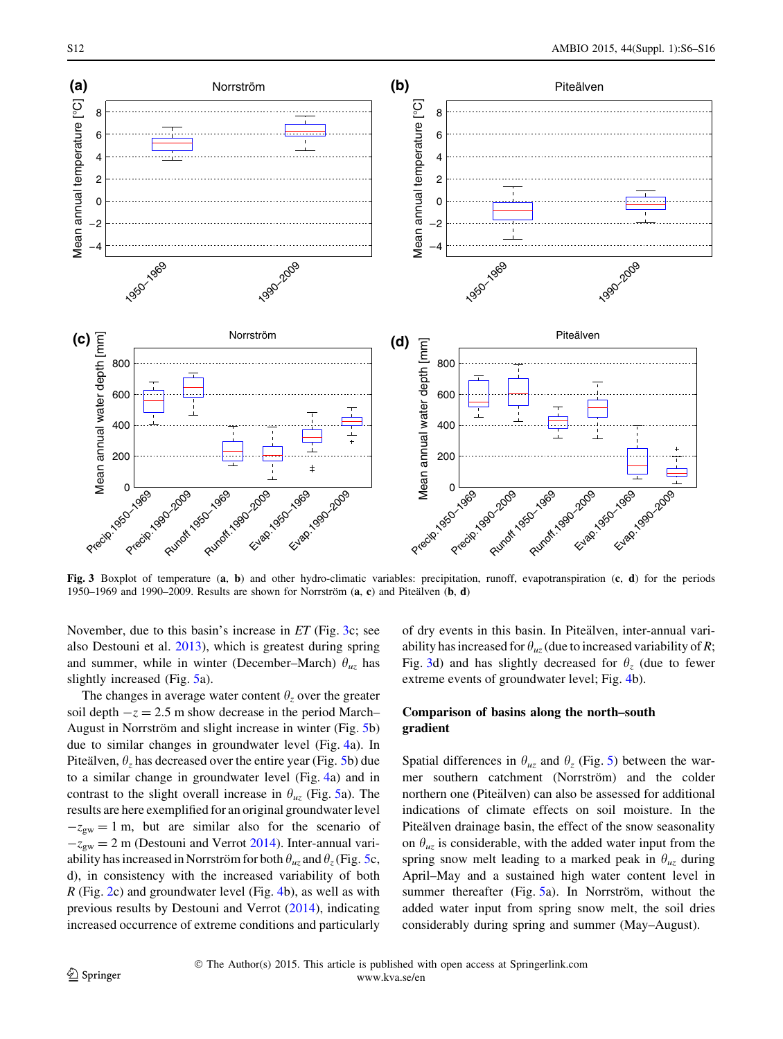**Fig. 3** Boxplot of temperature (**a**, **b**) and other hydro-climatic variables: precipitation, runoff, evapotranspiration (**c**, **d**) for the periods 1950–1969 and 1990–2009. Results are shown for Norrström (**a**, **c**) and Piteälven (**b**, **d**)

November, due to this basin's increase in *ET* (Fig. 3c; see also Destouni et al. 2013), which is greatest during spring and summer, while in winter (December–March) $\theta_{uz}$ has slightly increased (Fig. 5a).

The changes in average water content $\theta_z$ over the greater soil depth $-z = 2.5$ m show decrease in the period March–August in Norrström and slight increase in winter (Fig. 5b) due to similar changes in groundwater level (Fig. 4a). In Piteälven, $\theta_z$ has decreased over the entire year (Fig. 5b) due to a similar change in groundwater level (Fig. 4a) and in contrast to the slight overall increase in $\theta_{uz}$ (Fig. 5a). The results are here exemplified for an original groundwater level $-z_{gw} = 1$ m, but are similar also for the scenario of $-z_{gw} = 2$ m (Destouni and Verrot 2014). Inter-annual variability has increased in Norrström for both $\theta_{uz}$ and $\theta_z$ (Fig. 5c, d), in consistency with the increased variability of both *R* (Fig. 2c) and groundwater level (Fig. 4b), as well as with previous results by Destouni and Verrot (2014), indicating increased occurrence of extreme conditions and particularly of dry events in this basin. In Piteälven, inter-annual variability has increased for $\theta_{uz}$ (due to increased variability of *R*; Fig. 3d) and has slightly decreased for $\theta_z$ (due to fewer extreme events of groundwater level; Fig. 4b).

### Comparison of basins along the north–south gradient

Spatial differences in $\theta_{uz}$ and $\theta_z$ (Fig. 5) between the warmer southern catchment (Norrström) and the colder northern one (Piteälven) can also be assessed for additional indications of climate effects on soil moisture. In the Piteälven drainage basin, the effect of the snow seasonality on $\theta_{uz}$ is considerable, with the added water input from the spring snow melt leading to a marked peak in $\theta_{uz}$ during April–May and a sustained high water content level in summer thereafter (Fig. 5a). In Norrström, without the added water input from spring snow melt, the soil dries considerably during spring and summer (May–August).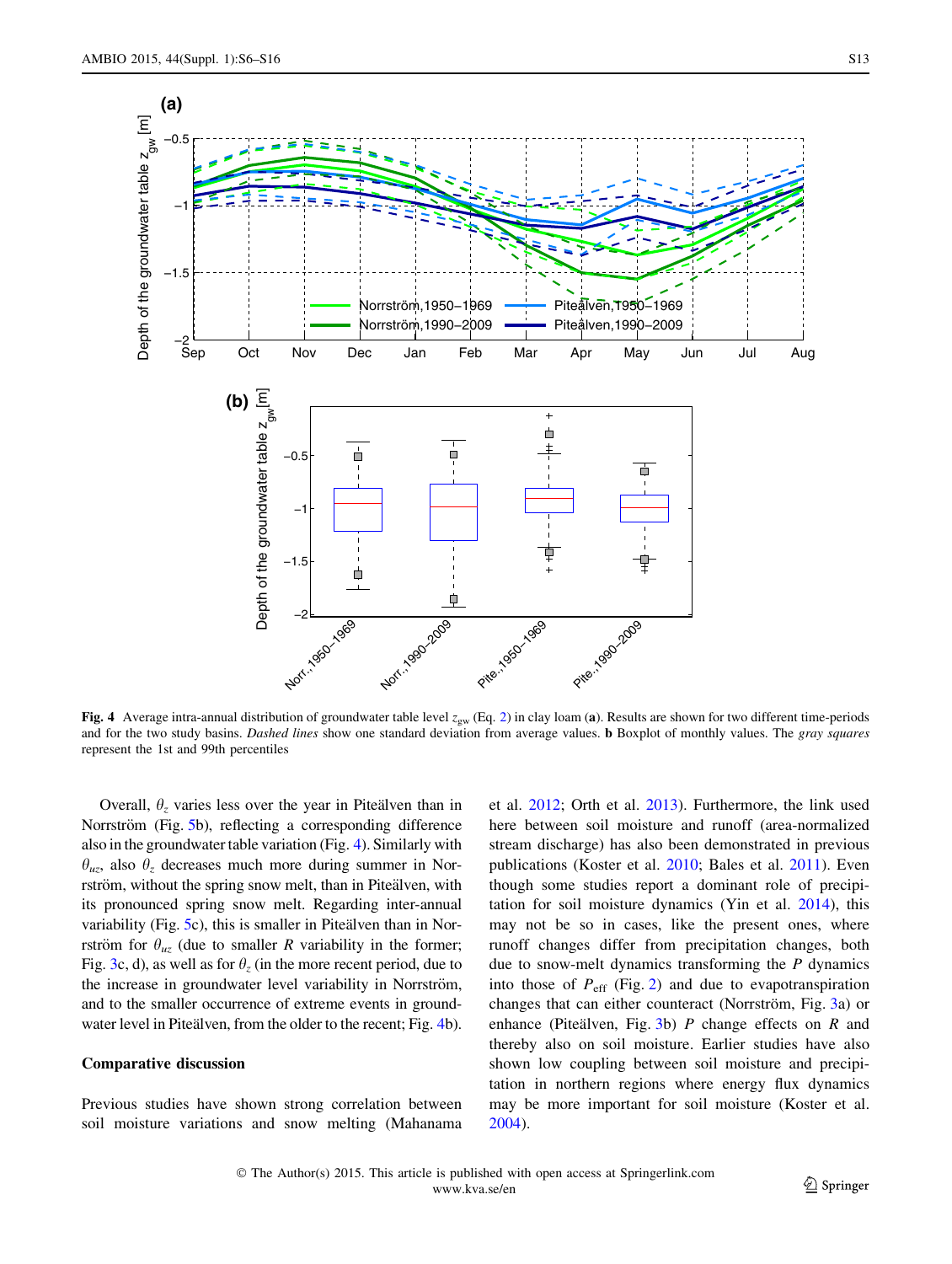**Fig. 4** Average intra-annual distribution of groundwater table level $z_{gw}$ (Eq. 2) in clay loam (**a**). Results are shown for two different time-periods and for the two study basins. *Dashed lines* show one standard deviation from average values. **b** Boxplot of monthly values. The *gray squares* represent the 1st and 99th percentiles

Overall, $\theta_z$ varies less over the year in Piteälven than in Norrström (Fig. 5b), reflecting a corresponding difference also in the groundwater table variation (Fig. 4). Similarly with $\theta_{uz}$, also $\theta_z$ decreases much more during summer in Norrström, without the spring snow melt, than in Piteälven, with its pronounced spring snow melt. Regarding inter-annual variability (Fig. 5c), this is smaller in Piteälven than in Norrström for $\theta_{uz}$ (due to smaller $R$ variability in the former; Fig. 3c, d), as well as for $\theta_z$ (in the more recent period, due to the increase in groundwater level variability in Norrström, and to the smaller occurrence of extreme events in groundwater level in Piteälven, from the older to the recent; Fig. 4b).

## Comparative discussion

Previous studies have shown strong correlation between soil moisture variations and snow melting (Mahanama et al. 2012; Orth et al. 2013). Furthermore, the link used here between soil moisture and runoff (area-normalized stream discharge) has also been demonstrated in previous publications (Koster et al. 2010; Bales et al. 2011). Even though some studies report a dominant role of precipitation for soil moisture dynamics (Yin et al. 2014), this may not be so in cases, like the present ones, where runoff changes differ from precipitation changes, both due to snow-melt dynamics transforming the $P$ dynamics into those of $P_{eff}$ (Fig. 2) and due to evapotranspiration changes that can either counteract (Norrström, Fig. 3a) or enhance (Piteälven, Fig. 3b) $P$ change effects on $R$ and thereby also on soil moisture. Earlier studies have also shown low coupling between soil moisture and precipitation in northern regions where energy flux dynamics may be more important for soil moisture (Koster et al. 2004).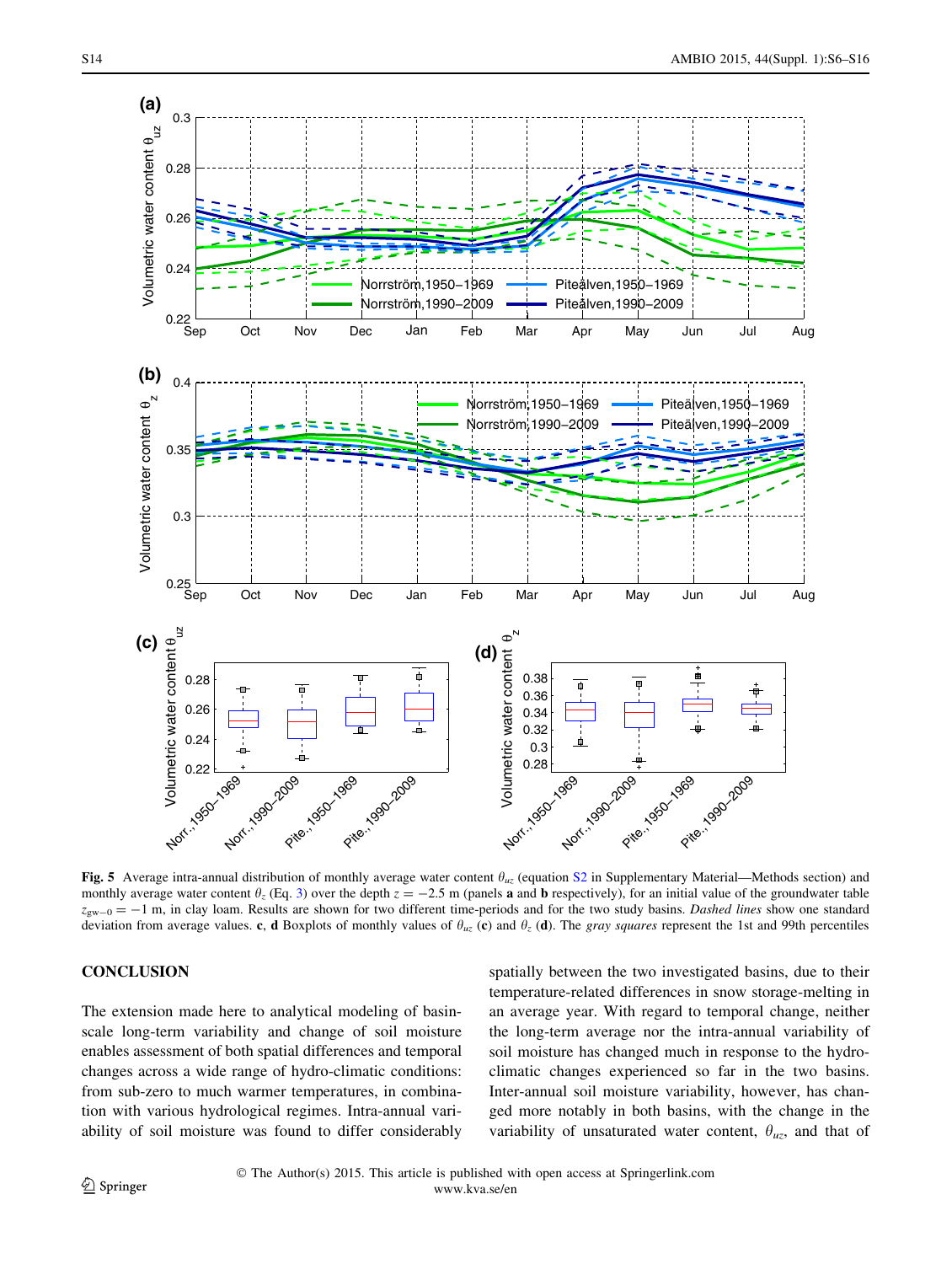**Fig. 5** Average intra-annual distribution of monthly average water content $\theta_{uz}$ (equation S2 in Supplementary Material—Methods section) and monthly average water content $\theta_z$ (Eq. 3) over the depth $z = -2.5$ m (panels **a** and **b** respectively), for an initial value of the groundwater table $z_{gw-0} = -1$ m, in clay loam. Results are shown for two different time-periods and for the two study basins. *Dashed lines* show one standard deviation from average values. **c**, **d** Boxplots of monthly values of $\theta_{uz}$ (**c**) and $\theta_z$ (**d**). The *gray squares* represent the 1st and 99th percentiles

## CONCLUSION

The extension made here to analytical modeling of basin-scale long-term variability and change of soil moisture enables assessment of both spatial differences and temporal changes across a wide range of hydro-climatic conditions: from sub-zero to much warmer temperatures, in combination with various hydrological regimes. Intra-annual variability of soil moisture was found to differ considerably spatially between the two investigated basins, due to their temperature-related differences in snow storage-melting in an average year. With regard to temporal change, neither the long-term average nor the intra-annual variability of soil moisture has changed much in response to the hydro-climatic changes experienced so far in the two basins. Inter-annual soil moisture variability, however, has changed more notably in both basins, with the change in the variability of unsaturated water content, $\theta_{uz}$, and that of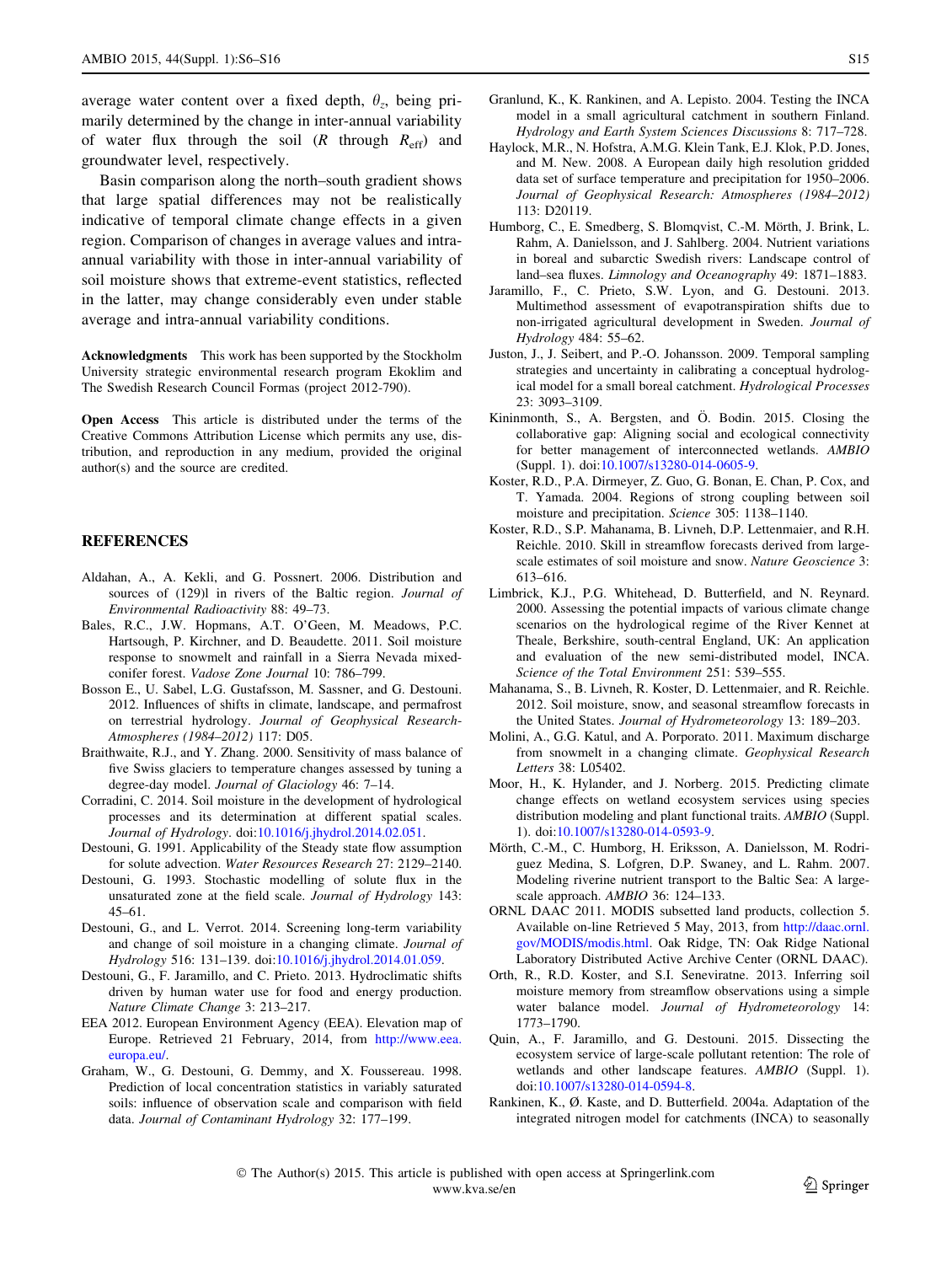average water content over a fixed depth, $\theta_z$, being primarily determined by the change in inter-annual variability of water flux through the soil ($R$ through $R_{\mathrm{eff}}$) and groundwater level, respectively.

Basin comparison along the north–south gradient shows that large spatial differences may not be realistically indicative of temporal climate change effects in a given region. Comparison of changes in average values and intra-annual variability with those in inter-annual variability of soil moisture shows that extreme-event statistics, reflected in the latter, may change considerably even under stable average and intra-annual variability conditions.

**Acknowledgments** This work has been supported by the Stockholm University strategic environmental research program Ekoklim and The Swedish Research Council Formas (project 2012-790).

**Open Access** This article is distributed under the terms of the Creative Commons Attribution License which permits any use, distribution, and reproduction in any medium, provided the original author(s) and the source are credited.

## REFERENCES

Aldahan, A., A. Kekli, and G. Possnert. 2006. Distribution and sources of (129)l in rivers of the Baltic region. *Journal of Environmental Radioactivity* 88: 49–73.

Bales, R.C., J.W. Hopmans, A.T. O'Geen, M. Meadows, P.C. Hartsough, P. Kirchner, and D. Beaudette. 2011. Soil moisture response to snowmelt and rainfall in a Sierra Nevada mixed-conifer forest. *Vadose Zone Journal* 10: 786–799.

Bosson E., U. Sabel, L.G. Gustafsson, M. Sassner, and G. Destouni. 2012. Influences of shifts in climate, landscape, and permafrost on terrestrial hydrology. *Journal of Geophysical Research-Atmospheres (1984–2012)* 117: D05.

Braithwaite, R.J., and Y. Zhang. 2000. Sensitivity of mass balance of five Swiss glaciers to temperature changes assessed by tuning a degree-day model. *Journal of Glaciology* 46: 7–14.

Corradini, C. 2014. Soil moisture in the development of hydrological processes and its determination at different spatial scales. *Journal of Hydrology*. doi:10.1016/j.jhydrol.2014.02.051.

Destouni, G. 1991. Applicability of the Steady state flow assumption for solute advection. *Water Resources Research* 27: 2129–2140.

Destouni, G. 1993. Stochastic modelling of solute flux in the unsaturated zone at the field scale. *Journal of Hydrology* 143: 45–61.

Destouni, G., and L. Verrot. 2014. Screening long-term variability and change of soil moisture in a changing climate. *Journal of Hydrology* 516: 131–139. doi:10.1016/j.jhydrol.2014.01.059.

Destouni, G., F. Jaramillo, and C. Prieto. 2013. Hydroclimatic shifts driven by human water use for food and energy production. *Nature Climate Change* 3: 213–217.

EEA 2012. European Environment Agency (EEA). Elevation map of Europe. Retrieved 21 February, 2014, from http://www.eea.europa.eu/.

Graham, W., G. Destouni, G. Demmy, and X. Foussereau. 1998. Prediction of local concentration statistics in variably saturated soils: influence of observation scale and comparison with field data. *Journal of Contaminant Hydrology* 32: 177–199.

Granlund, K., K. Rankinen, and A. Lepisto. 2004. Testing the INCA model in a small agricultural catchment in southern Finland. *Hydrology and Earth System Sciences Discussions* 8: 717–728.

Haylock, M.R., N. Hofstra, A.M.G. Klein Tank, E.J. Klok, P.D. Jones, and M. New. 2008. A European daily high resolution gridded data set of surface temperature and precipitation for 1950–2006. *Journal of Geophysical Research: Atmospheres (1984–2012)* 113: D20119.

Humborg, C., E. Smedberg, S. Blomqvist, C.-M. Mörth, J. Brink, L. Rahm, A. Danielsson, and J. Sahlberg. 2004. Nutrient variations in boreal and subarctic Swedish rivers: Landscape control of land–sea fluxes. *Limnology and Oceanography* 49: 1871–1883.

Jaramillo, F., C. Prieto, S.W. Lyon, and G. Destouni. 2013. Multimethod assessment of evapotranspiration shifts due to non-irrigated agricultural development in Sweden. *Journal of Hydrology* 484: 55–62.

Juston, J., J. Seibert, and P.-O. Johansson. 2009. Temporal sampling strategies and uncertainty in calibrating a conceptual hydrological model for a small boreal catchment. *Hydrological Processes* 23: 3093–3109.

Kininmonth, S., A. Bergsten, and Ö. Bodin. 2015. Closing the collaborative gap: Aligning social and ecological connectivity for better management of interconnected wetlands. *AMBIO* (Suppl. 1). doi:10.1007/s13280-014-0605-9.

Koster, R.D., P.A. Dirmeyer, Z. Guo, G. Bonan, E. Chan, P. Cox, and T. Yamada. 2004. Regions of strong coupling between soil moisture and precipitation. *Science* 305: 1138–1140.

Koster, R.D., S.P. Mahanama, B. Livneh, D.P. Lettenmaier, and R.H. Reichle. 2010. Skill in streamflow forecasts derived from large-scale estimates of soil moisture and snow. *Nature Geoscience* 3: 613–616.

Limbrick, K.J., P.G. Whitehead, D. Butterfield, and N. Reynard. 2000. Assessing the potential impacts of various climate change scenarios on the hydrological regime of the River Kennet at Theale, Berkshire, south-central England, UK: An application and evaluation of the new semi-distributed model, INCA. *Science of the Total Environment* 251: 539–555.

Mahanama, S., B. Livneh, R. Koster, D. Lettenmaier, and R. Reichle. 2012. Soil moisture, snow, and seasonal streamflow forecasts in the United States. *Journal of Hydrometeorology* 13: 189–203.

Molini, A., G.G. Katul, and A. Porporato. 2011. Maximum discharge from snowmelt in a changing climate. *Geophysical Research Letters* 38: L05402.

Moor, H., K. Hylander, and J. Norberg. 2015. Predicting climate change effects on wetland ecosystem services using species distribution modeling and plant functional traits. *AMBIO* (Suppl. 1). doi:10.1007/s13280-014-0593-9.

Mörth, C.-M., C. Humborg, H. Eriksson, A. Danielsson, M. Rodriguez Medina, S. Lofgren, D.P. Swaney, and L. Rahm. 2007. Modeling riverine nutrient transport to the Baltic Sea: A large-scale approach. *AMBIO* 36: 124–133.

ORNL DAAC 2011. MODIS subsetted land products, collection 5. Available on-line Retrieved 5 May, 2013, from http://daac.ornl.gov/MODIS/modis.html. Oak Ridge, TN: Oak Ridge National Laboratory Distributed Active Archive Center (ORNL DAAC).

Orth, R., R.D. Koster, and S.I. Seneviratne. 2013. Inferring soil moisture memory from streamflow observations using a simple water balance model. *Journal of Hydrometeorology* 14: 1773–1790.

Quin, A., F. Jaramillo, and G. Destouni. 2015. Dissecting the ecosystem service of large-scale pollutant retention: The role of wetlands and other landscape features. *AMBIO* (Suppl. 1). doi:10.1007/s13280-014-0594-8.

Rankinen, K., Ø. Kaste, and D. Butterfield. 2004a. Adaptation of the integrated nitrogen model for catchments (INCA) to seasonally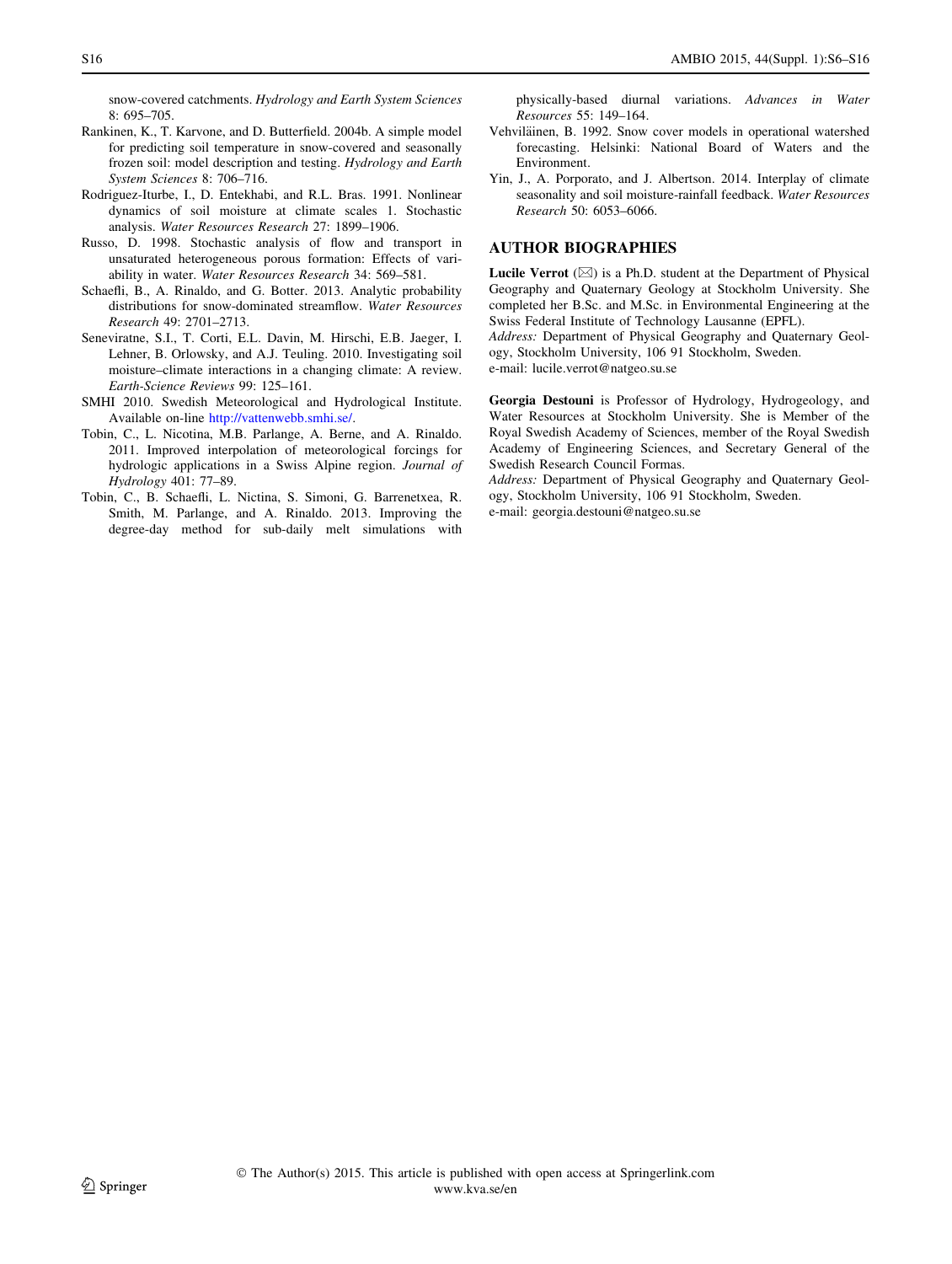snow-covered catchments. *Hydrology and Earth System Sciences* 8: 695–705.

Rankinen, K., T. Karvone, and D. Butterfield. 2004b. A simple model for predicting soil temperature in snow-covered and seasonally frozen soil: model description and testing. *Hydrology and Earth System Sciences* 8: 706–716.

Rodriguez-Iturbe, I., D. Entekhabi, and R.L. Bras. 1991. Nonlinear dynamics of soil moisture at climate scales 1. Stochastic analysis. *Water Resources Research* 27: 1899–1906.

Russo, D. 1998. Stochastic analysis of flow and transport in unsaturated heterogeneous porous formation: Effects of variability in water. *Water Resources Research* 34: 569–581.

Schaefli, B., A. Rinaldo, and G. Botter. 2013. Analytic probability distributions for snow-dominated streamflow. *Water Resources Research* 49: 2701–2713.

Seneviratne, S.I., T. Corti, E.L. Davin, M. Hirschi, E.B. Jaeger, I. Lehner, B. Orlowsky, and A.J. Teuling. 2010. Investigating soil moisture–climate interactions in a changing climate: A review. *Earth-Science Reviews* 99: 125–161.

SMHI 2010. Swedish Meteorological and Hydrological Institute. Available on-line http://vattenwebb.smhi.se/.

Tobin, C., L. Nicotina, M.B. Parlange, A. Berne, and A. Rinaldo. 2011. Improved interpolation of meteorological forcings for hydrologic applications in a Swiss Alpine region. *Journal of Hydrology* 401: 77–89.

Tobin, C., B. Schaefli, L. Nictina, S. Simoni, G. Barrenetxea, R. Smith, M. Parlange, and A. Rinaldo. 2013. Improving the degree-day method for sub-daily melt simulations with physically-based diurnal variations. *Advances in Water Resources* 55: 149–164.

Vehviläinen, B. 1992. Snow cover models in operational watershed forecasting. Helsinki: National Board of Waters and the Environment.

Yin, J., A. Porporato, and J. Albertson. 2014. Interplay of climate seasonality and soil moisture-rainfall feedback. *Water Resources Research* 50: 6053–6066.

## AUTHOR BIOGRAPHIES

**Lucile Verrot** (✉) is a Ph.D. student at the Department of Physical Geography and Quaternary Geology at Stockholm University. She completed her B.Sc. and M.Sc. in Environmental Engineering at the Swiss Federal Institute of Technology Lausanne (EPFL).
*Address:* Department of Physical Geography and Quaternary Geology, Stockholm University, 106 91 Stockholm, Sweden.
e-mail: lucile.verrot@natgeo.su.se

**Georgia Destouni** is Professor of Hydrology, Hydrogeology, and Water Resources at Stockholm University. She is Member of the Royal Swedish Academy of Sciences, member of the Royal Swedish Academy of Engineering Sciences, and Secretary General of the Swedish Research Council Formas.
*Address:* Department of Physical Geography and Quaternary Geology, Stockholm University, 106 91 Stockholm, Sweden.
e-mail: georgia.destouni@natgeo.su.se

© The Author(s) 2015. This article is published with open access at Springerlink.com
www.kva.se/en